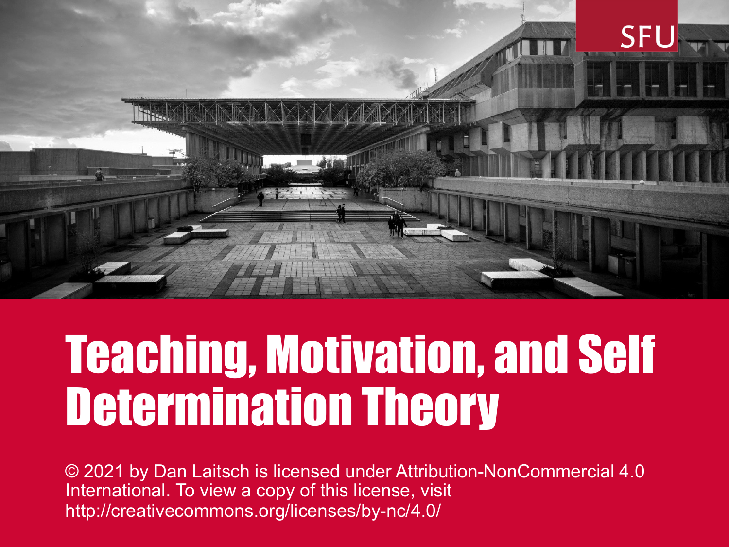SFU

# Teaching, Motivation, and Self Determination Theory

© 2021 by Dan Laitsch is licensed under Attribution-NonCommercial 4.0 International. To view a copy of this license, visit http://creativecommons.org/licenses/by-nc/4.0/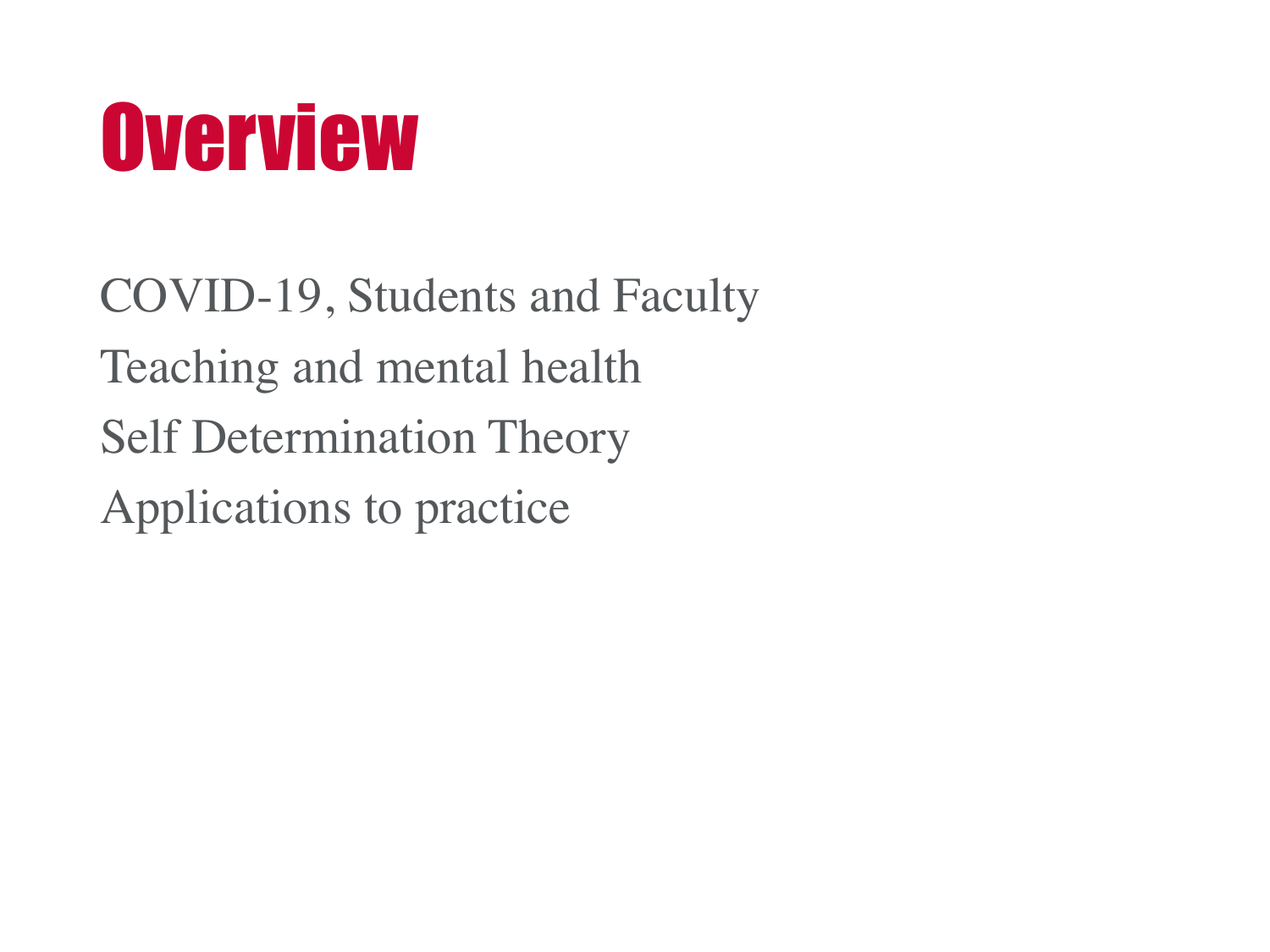# Overview

COVID-19, Students and Faculty

Teaching and mental health

Self Determination Theory

Applications to practice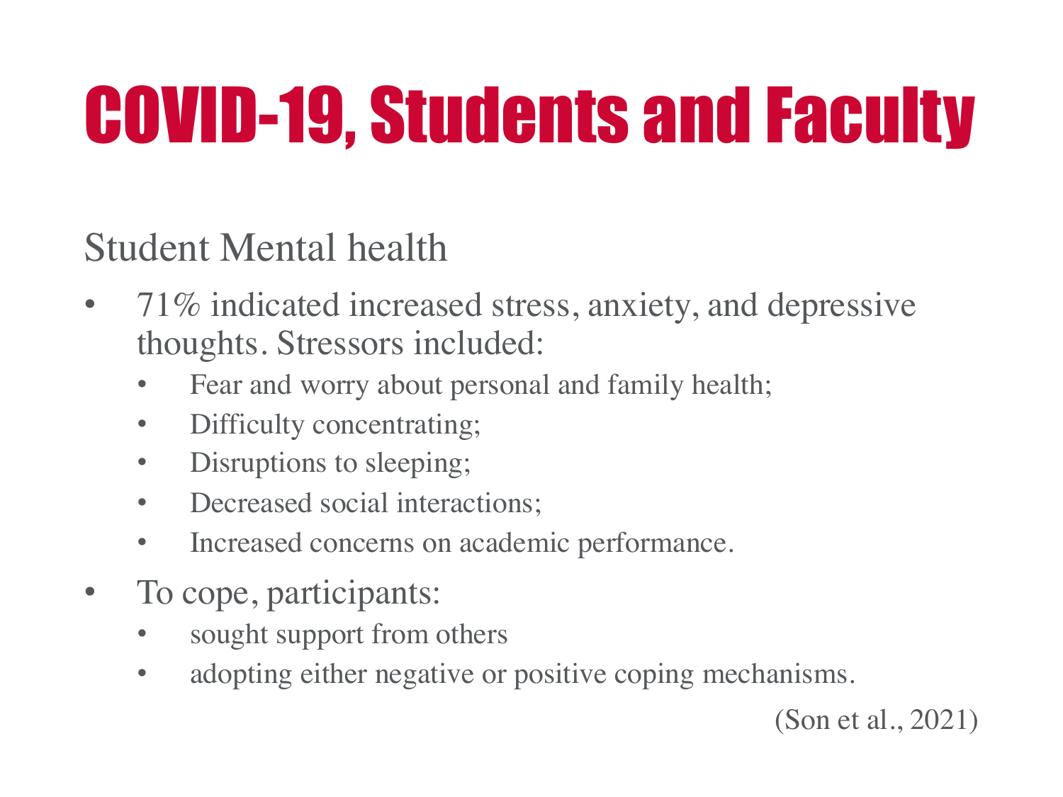# COVID-19, Students and Faculty

## Student Mental health

- 71% indicated increased stress, anxiety, and depressive thoughts. Stressors included:
  - Fear and worry about personal and family health;
  - Difficulty concentrating;
  - Disruptions to sleeping;
  - Decreased social interactions;
  - Increased concerns on academic performance.
- To cope, participants:
  - sought support from others
  - adopting either negative or positive coping mechanisms.

(Son et al., 2021)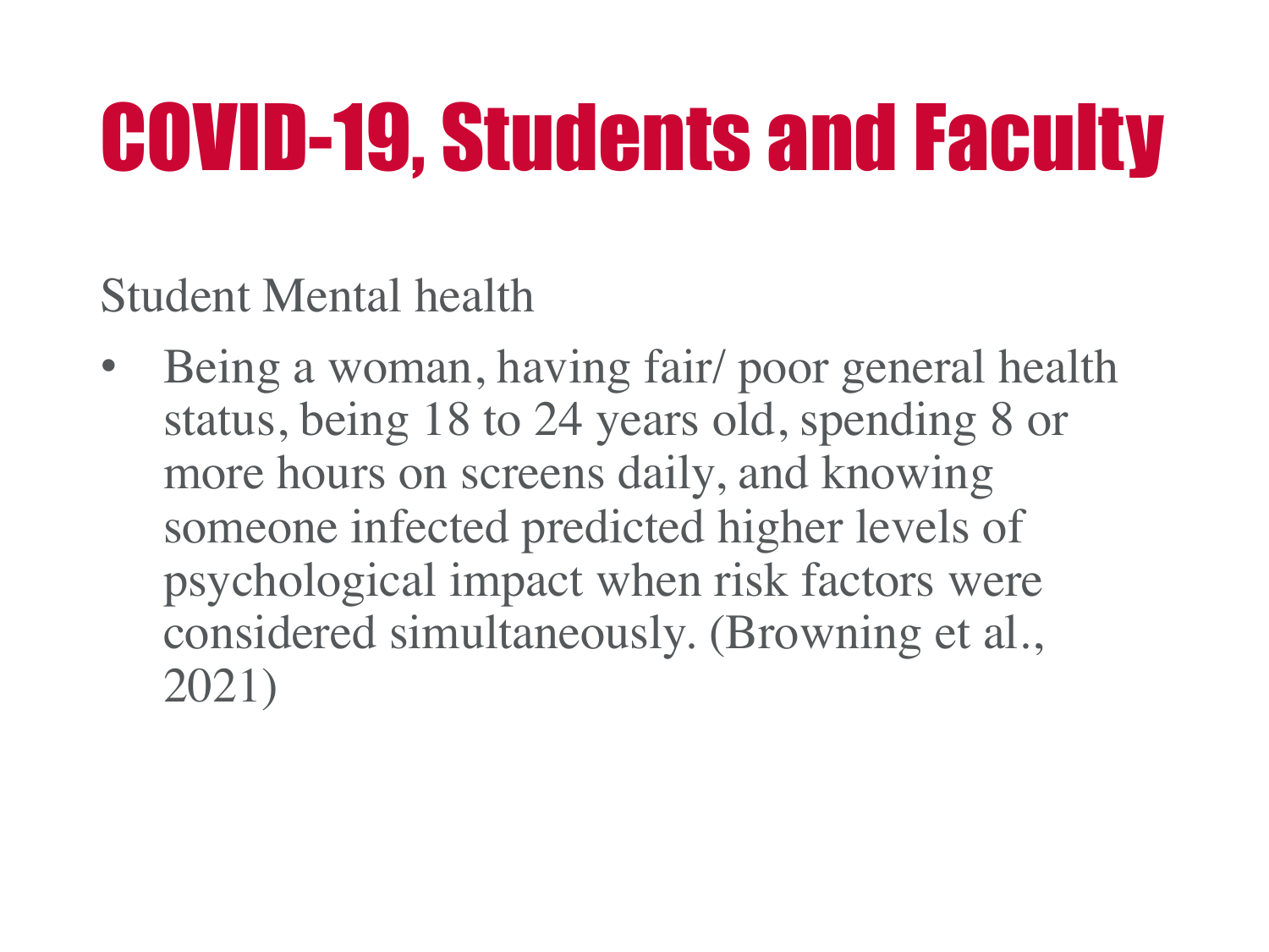# COVID-19, Students and Faculty

Student Mental health

- Being a woman, having fair/ poor general health status, being 18 to 24 years old, spending 8 or more hours on screens daily, and knowing someone infected predicted higher levels of psychological impact when risk factors were considered simultaneously. (Browning et al., 2021)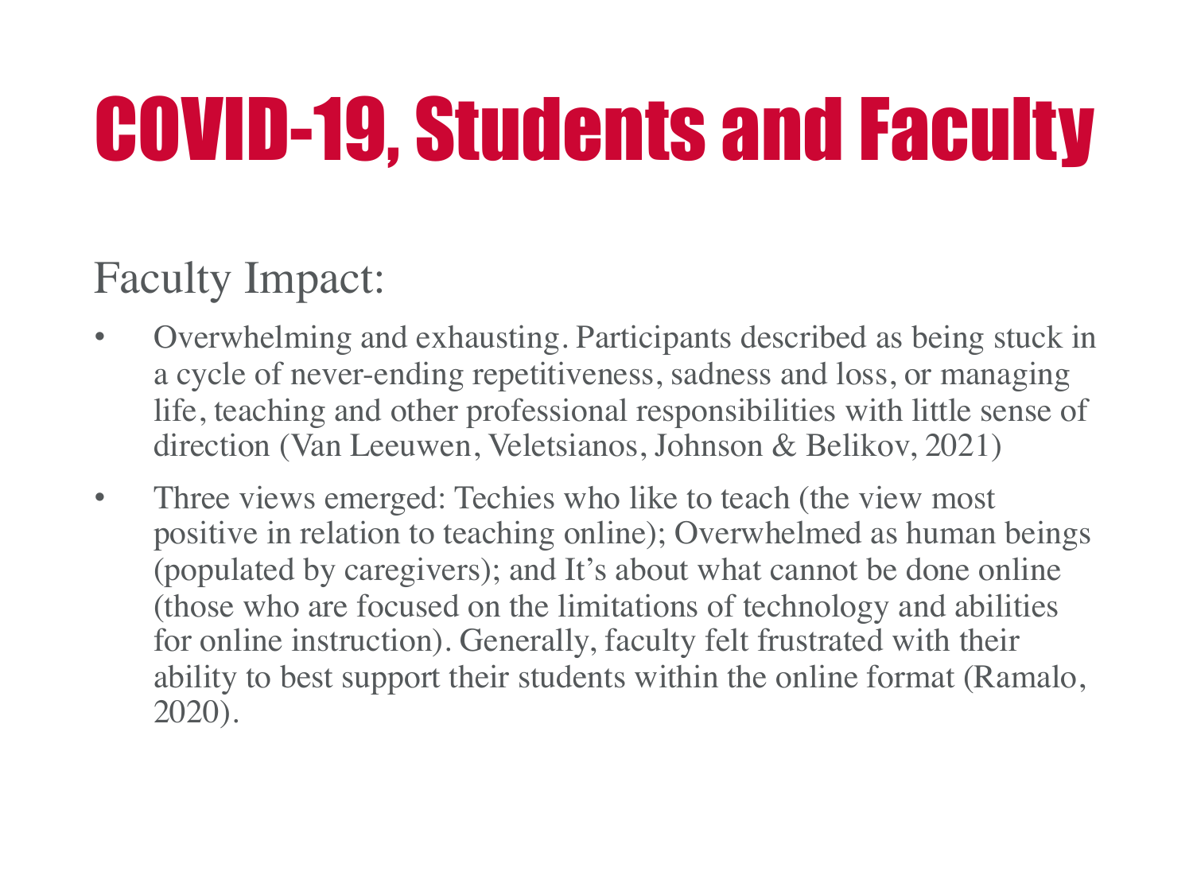# COVID-19, Students and Faculty

## Faculty Impact:

- Overwhelming and exhausting. Participants described as being stuck in a cycle of never-ending repetitiveness, sadness and loss, or managing life, teaching and other professional responsibilities with little sense of direction (Van Leeuwen, Veletsianos, Johnson & Belikov, 2021)
- Three views emerged: Techies who like to teach (the view most positive in relation to teaching online); Overwhelmed as human beings (populated by caregivers); and It's about what cannot be done online (those who are focused on the limitations of technology and abilities for online instruction). Generally, faculty felt frustrated with their ability to best support their students within the online format (Ramalo, 2020).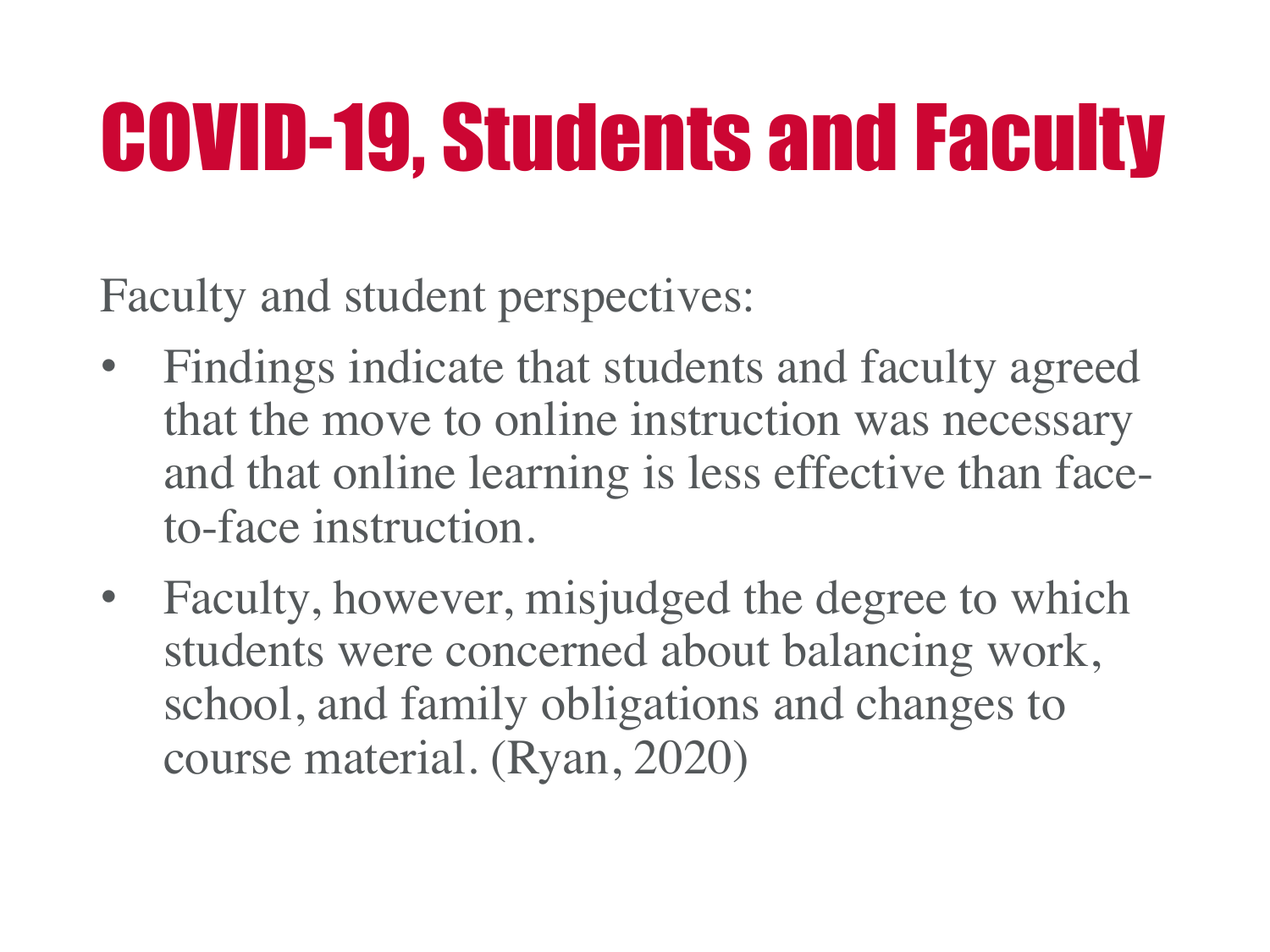# COVID-19, Students and Faculty

Faculty and student perspectives:

- Findings indicate that students and faculty agreed that the move to online instruction was necessary and that online learning is less effective than face-to-face instruction.
- Faculty, however, misjudged the degree to which students were concerned about balancing work, school, and family obligations and changes to course material. (Ryan, 2020)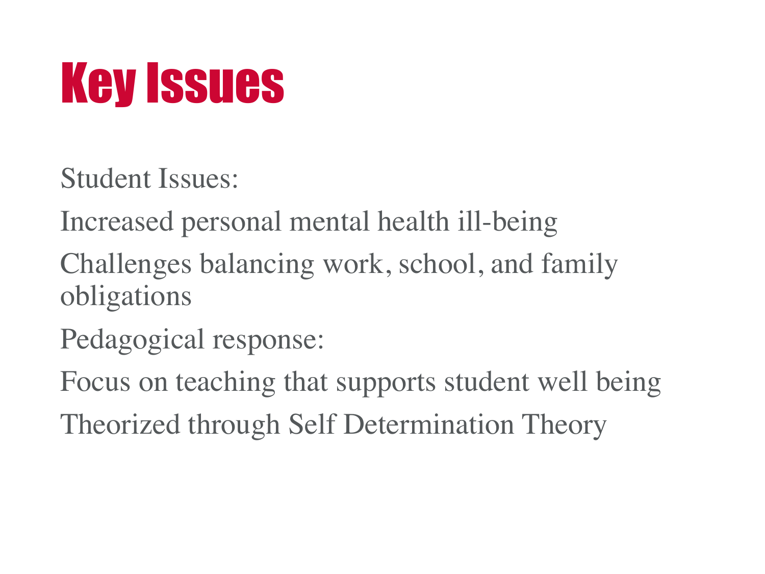# Key Issues

Student Issues:

Increased personal mental health ill-being

Challenges balancing work, school, and family obligations

Pedagogical response:

Focus on teaching that supports student well being

Theorized through Self Determination Theory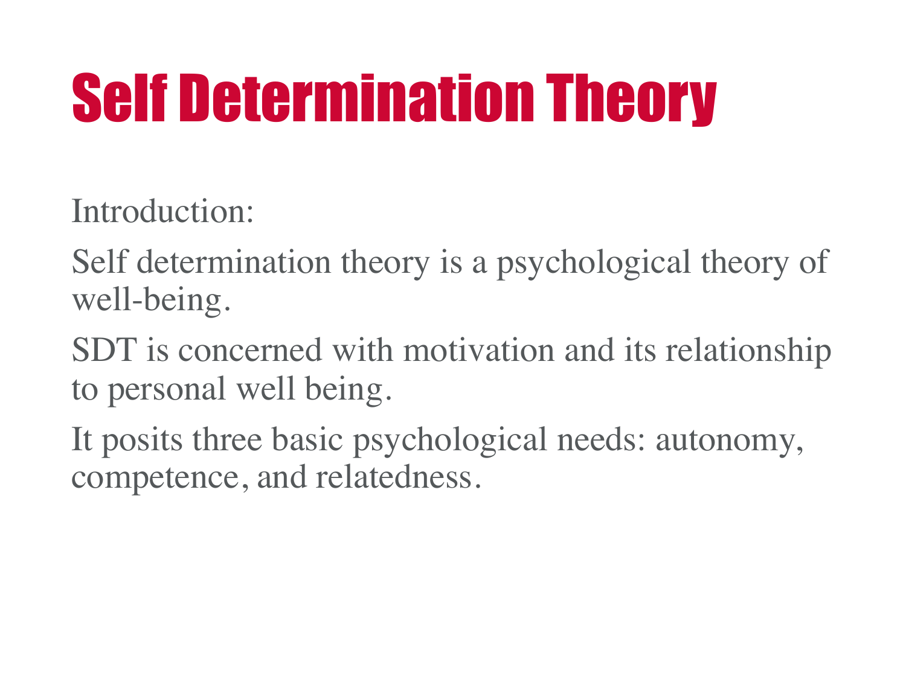# Self Determination Theory

Introduction:

Self determination theory is a psychological theory of well-being.

SDT is concerned with motivation and its relationship to personal well being.

It posits three basic psychological needs: autonomy, competence, and relatedness.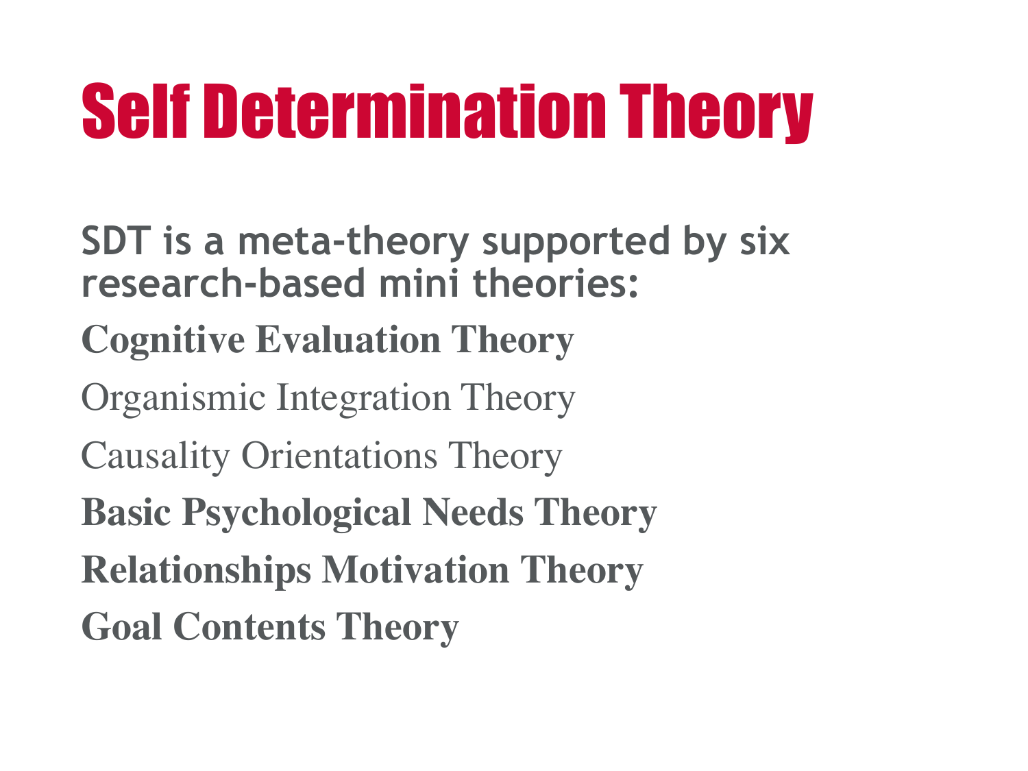# Self Determination Theory

**SDT is a meta-theory supported by six research-based mini theories:**

**Cognitive Evaluation Theory**

Organismic Integration Theory

Causality Orientations Theory

**Basic Psychological Needs Theory**

**Relationships Motivation Theory**

**Goal Contents Theory**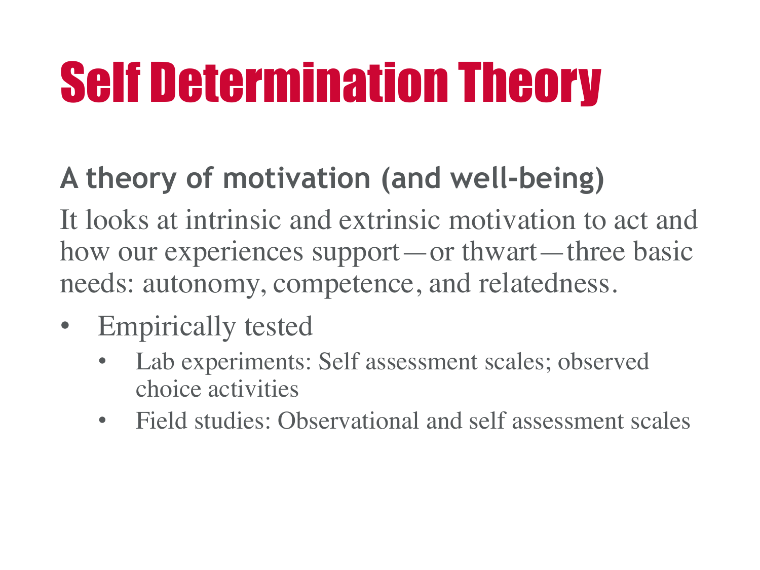# Self Determination Theory

## A theory of motivation (and well-being)

It looks at intrinsic and extrinsic motivation to act and how our experiences support—or thwart—three basic needs: autonomy, competence, and relatedness.

- Empirically tested
  - Lab experiments: Self assessment scales; observed choice activities
  - Field studies: Observational and self assessment scales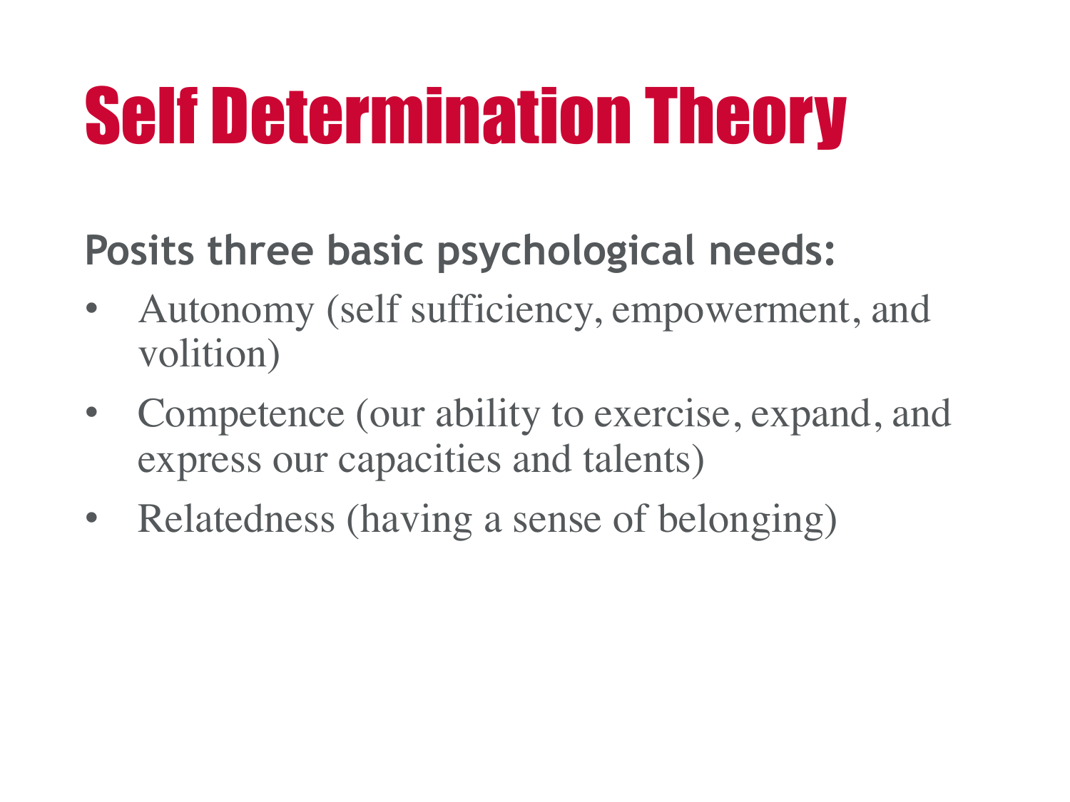# Self Determination Theory

**Posits three basic psychological needs:**

- Autonomy (self sufficiency, empowerment, and volition)
- Competence (our ability to exercise, expand, and express our capacities and talents)
- Relatedness (having a sense of belonging)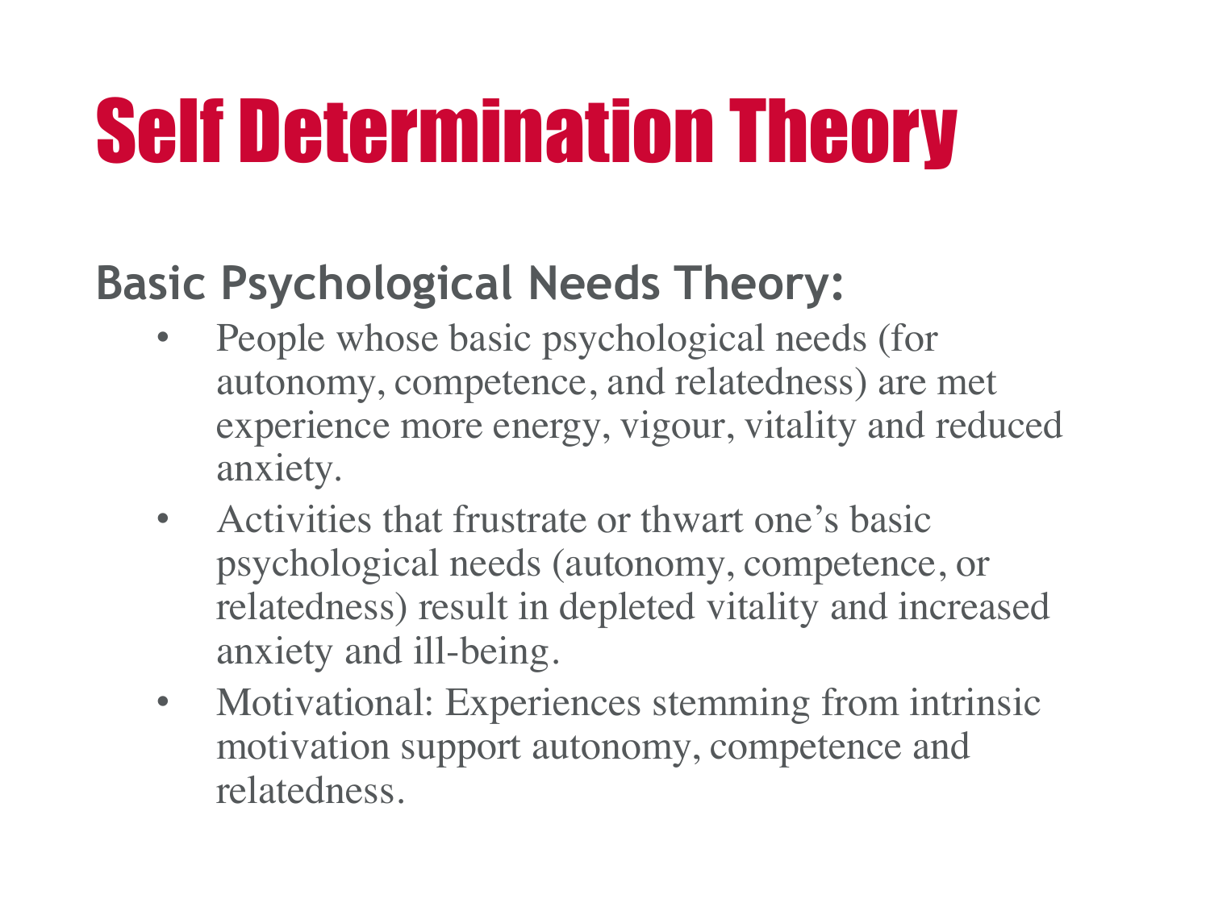# Self Determination Theory

## Basic Psychological Needs Theory:

- People whose basic psychological needs (for autonomy, competence, and relatedness) are met experience more energy, vigour, vitality and reduced anxiety.
- Activities that frustrate or thwart one's basic psychological needs (autonomy, competence, or relatedness) result in depleted vitality and increased anxiety and ill-being.
- Motivational: Experiences stemming from intrinsic motivation support autonomy, competence and relatedness.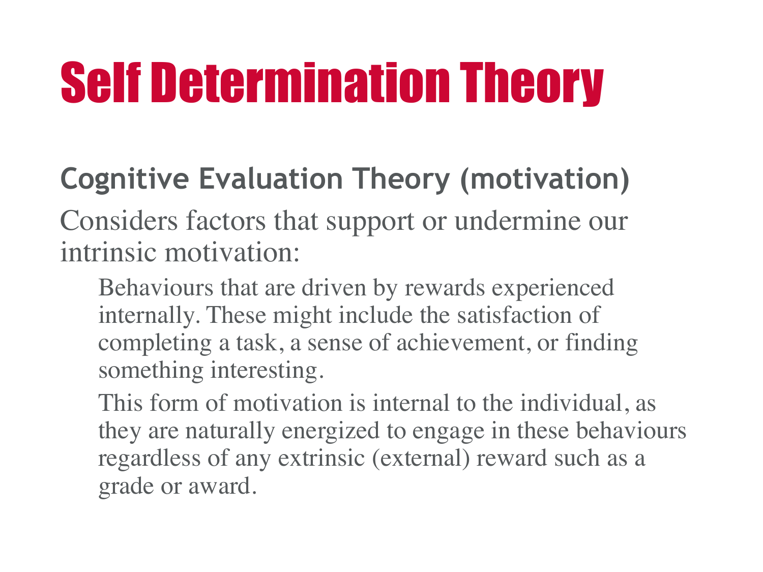# Self Determination Theory

## Cognitive Evaluation Theory (motivation)

Considers factors that support or undermine our intrinsic motivation:

- Behaviours that are driven by rewards experienced internally. These might include the satisfaction of completing a task, a sense of achievement, or finding something interesting.
- This form of motivation is internal to the individual, as they are naturally energized to engage in these behaviours regardless of any extrinsic (external) reward such as a grade or award.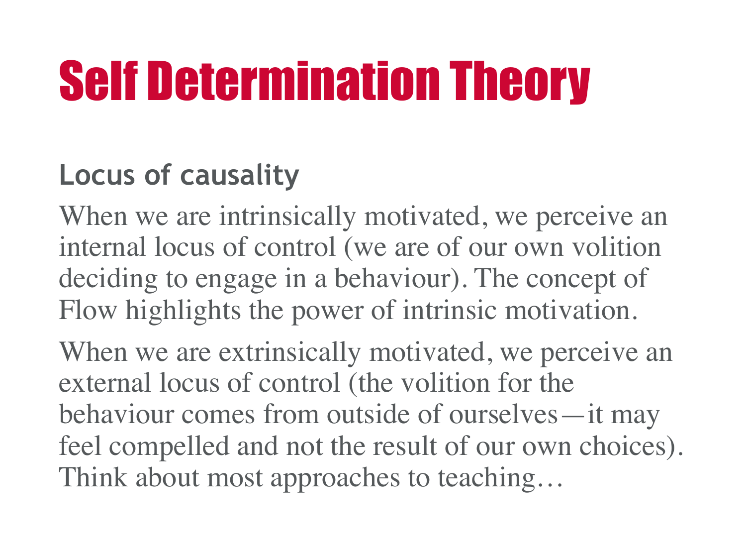# Self Determination Theory

## Locus of causality

When we are intrinsically motivated, we perceive an internal locus of control (we are of our own volition deciding to engage in a behaviour). The concept of Flow highlights the power of intrinsic motivation.

When we are extrinsically motivated, we perceive an external locus of control (the volition for the behaviour comes from outside of ourselves—it may feel compelled and not the result of our own choices). Think about most approaches to teaching…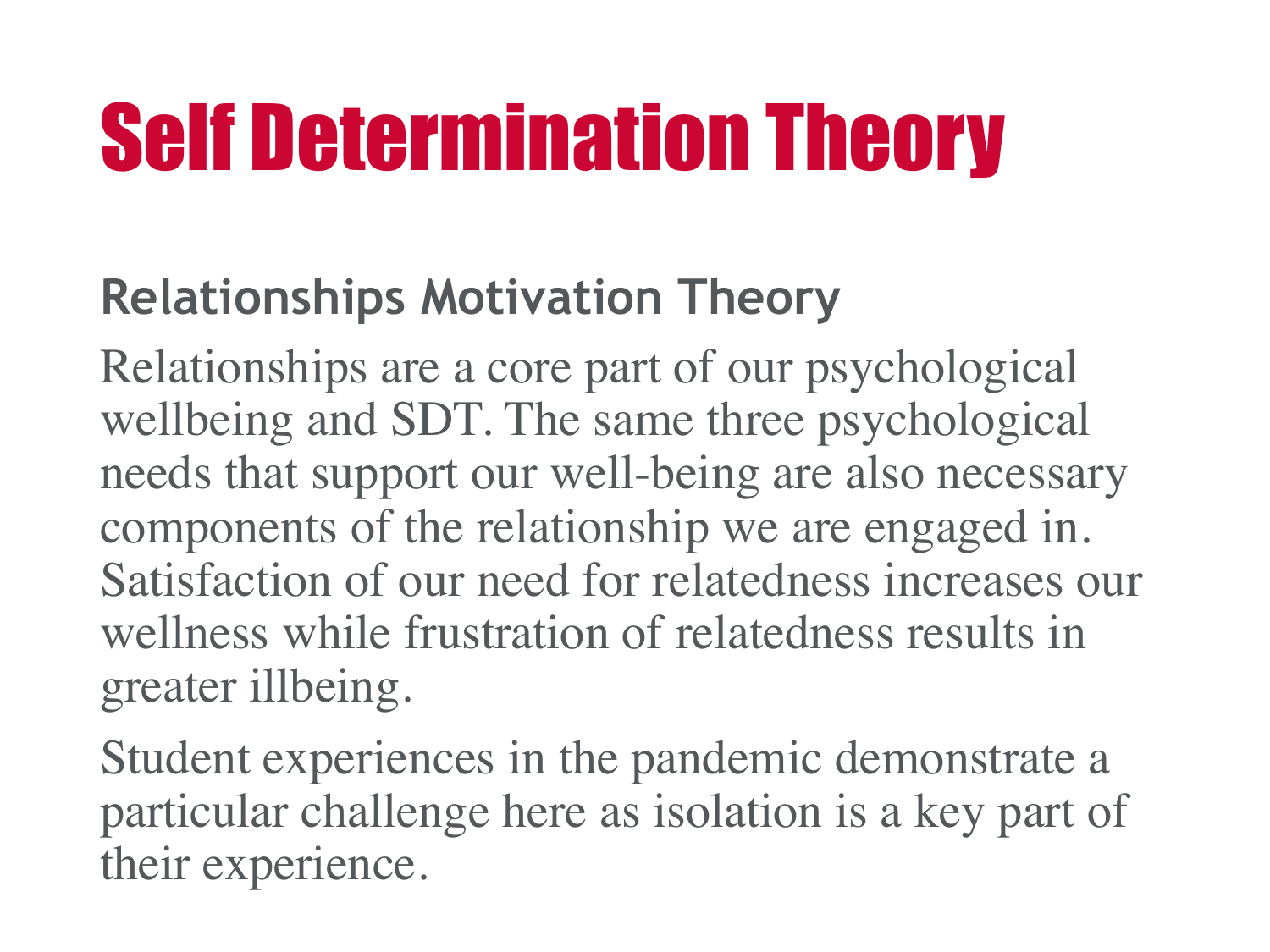# Self Determination Theory

## Relationships Motivation Theory

Relationships are a core part of our psychological wellbeing and SDT. The same three psychological needs that support our well-being are also necessary components of the relationship we are engaged in. Satisfaction of our need for relatedness increases our wellness while frustration of relatedness results in greater illbeing.

Student experiences in the pandemic demonstrate a particular challenge here as isolation is a key part of their experience.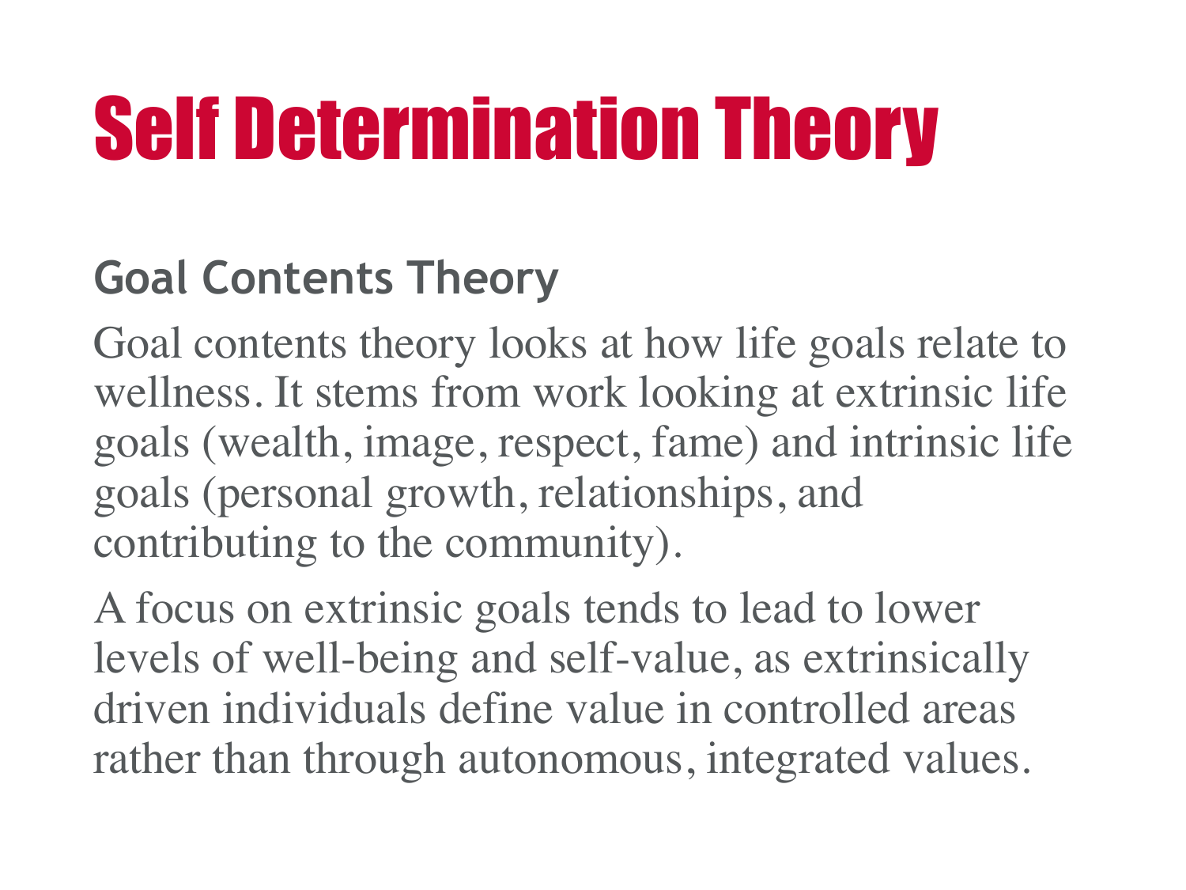# Self Determination Theory

## Goal Contents Theory

Goal contents theory looks at how life goals relate to wellness. It stems from work looking at extrinsic life goals (wealth, image, respect, fame) and intrinsic life goals (personal growth, relationships, and contributing to the community).

A focus on extrinsic goals tends to lead to lower levels of well-being and self-value, as extrinsically driven individuals define value in controlled areas rather than through autonomous, integrated values.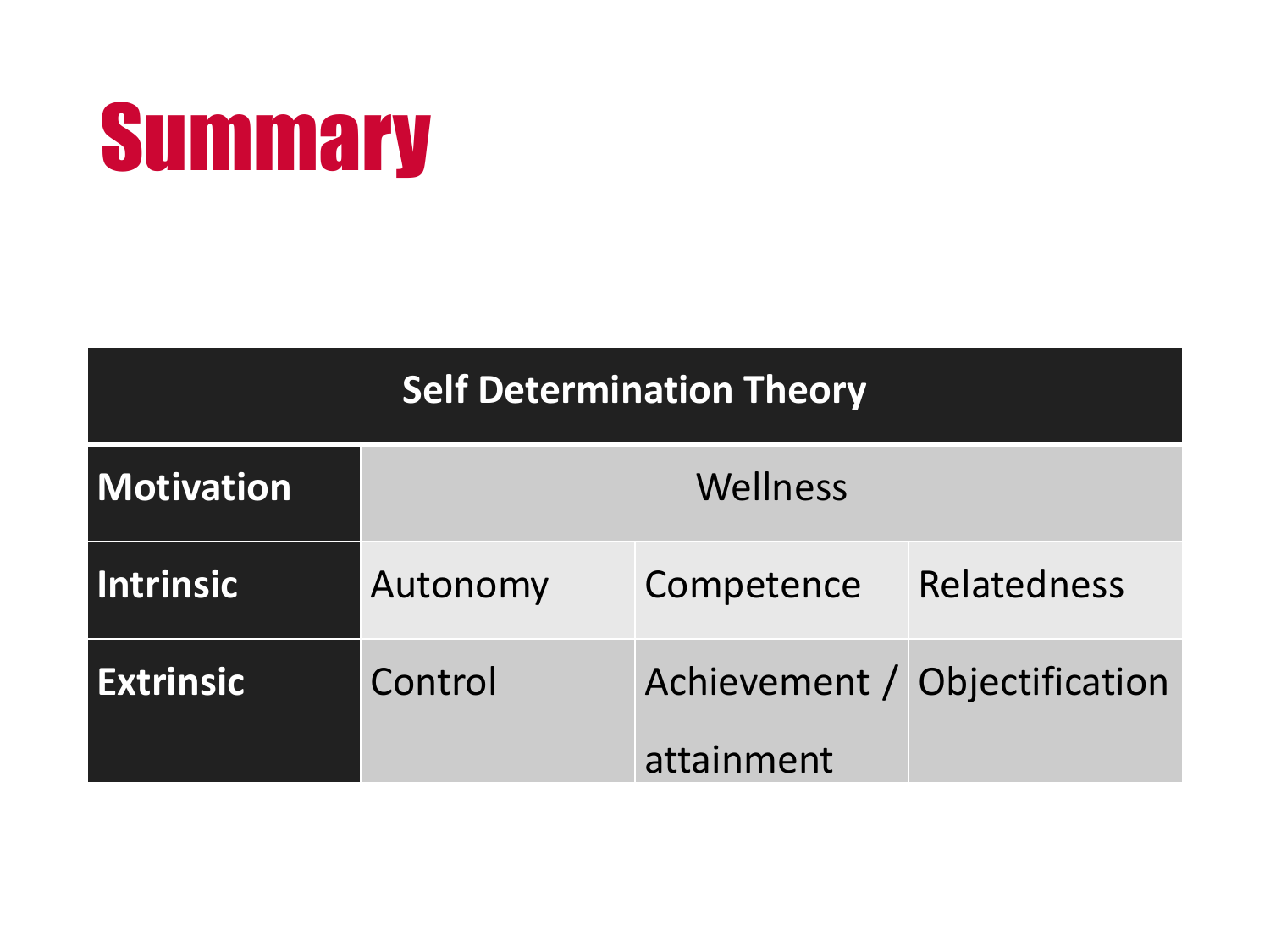# Summary

| Self Determination Theory | | | |
|---|---|---|---|
| **Motivation** | Wellness | | |
| **Intrinsic** | Autonomy | Competence | Relatedness |
| **Extrinsic** | Control | Achievement / attainment | Objectification |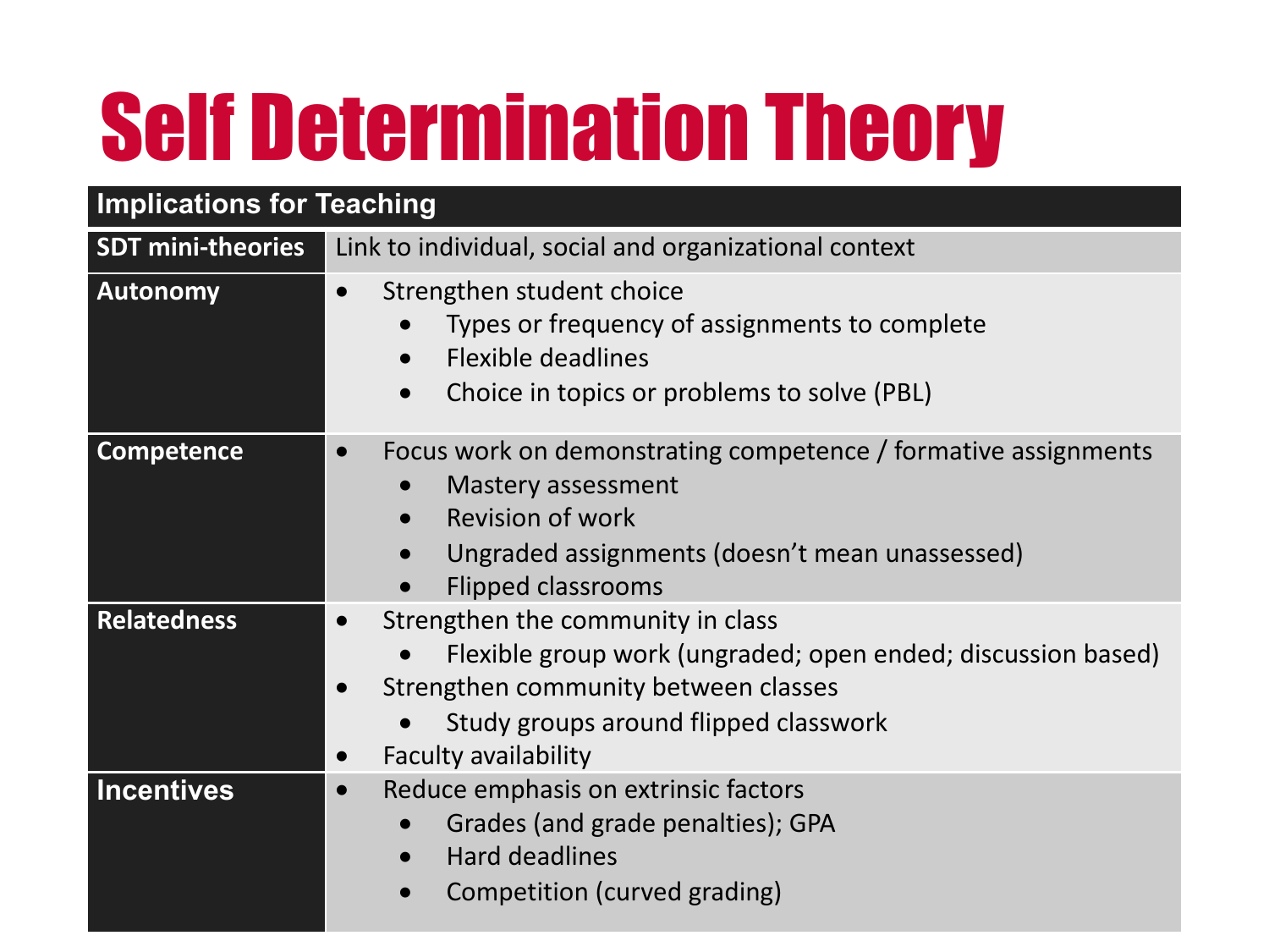# Self Determination Theory

| Implications for Teaching | |
|---|---|
| **SDT mini-theories** | Link to individual, social and organizational context |
| **Autonomy** | • Strengthen student choice<br>  ◦ Types or frequency of assignments to complete<br>  ◦ Flexible deadlines<br>  ◦ Choice in topics or problems to solve (PBL) |
| **Competence** | • Focus work on demonstrating competence / formative assignments<br>  ◦ Mastery assessment<br>  ◦ Revision of work<br>  ◦ Ungraded assignments (doesn't mean unassessed)<br>  ◦ Flipped classrooms |
| **Relatedness** | • Strengthen the community in class<br>  ◦ Flexible group work (ungraded; open ended; discussion based)<br>• Strengthen community between classes<br>  ◦ Study groups around flipped classwork<br>• Faculty availability |
| **Incentives** | • Reduce emphasis on extrinsic factors<br>  ◦ Grades (and grade penalties); GPA<br>  ◦ Hard deadlines<br>  ◦ Competition (curved grading) |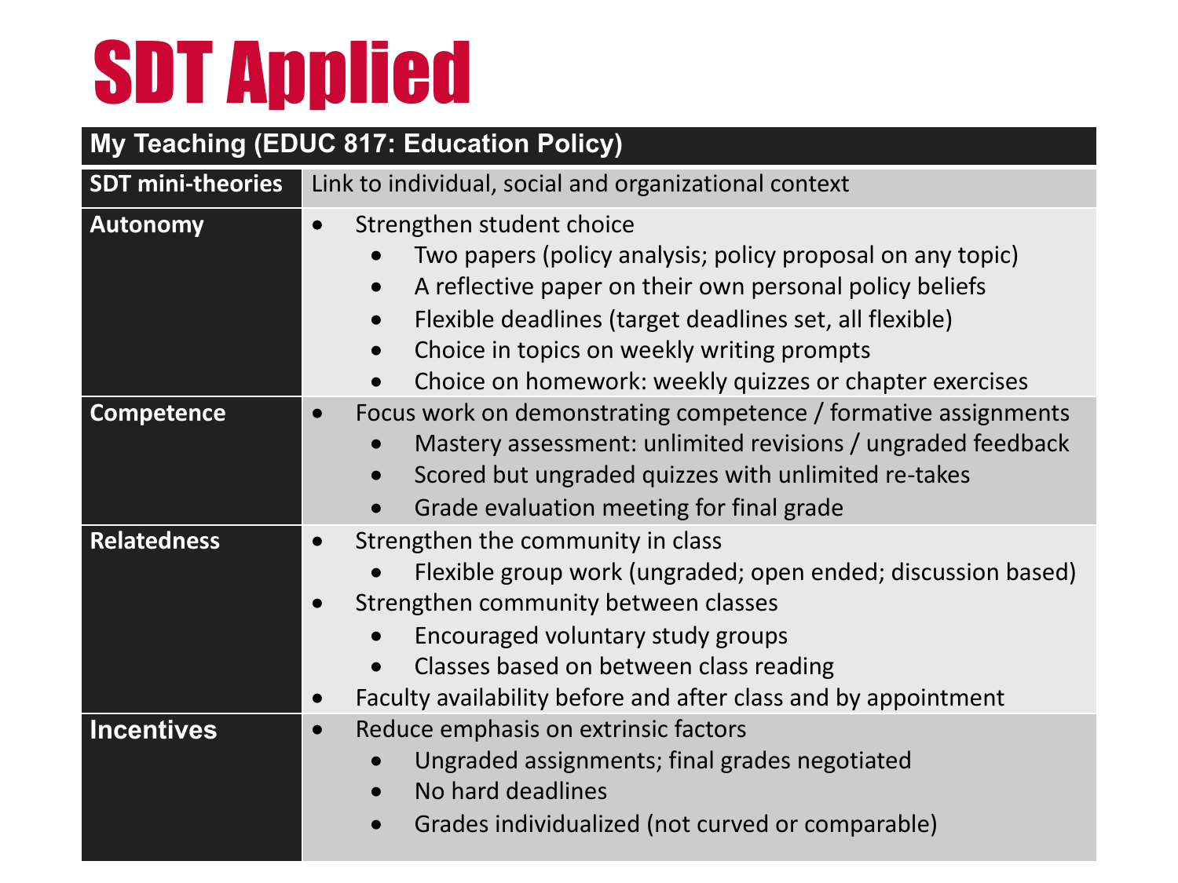# SDT Applied

| My Teaching (EDUC 817: Education Policy) | |
|---|---|
| **SDT mini-theories** | Link to individual, social and organizational context |
| **Autonomy** | • Strengthen student choice<br>  • Two papers (policy analysis; policy proposal on any topic)<br>  • A reflective paper on their own personal policy beliefs<br>  • Flexible deadlines (target deadlines set, all flexible)<br>  • Choice in topics on weekly writing prompts<br>  • Choice on homework: weekly quizzes or chapter exercises |
| **Competence** | • Focus work on demonstrating competence / formative assignments<br>  • Mastery assessment: unlimited revisions / ungraded feedback<br>  • Scored but ungraded quizzes with unlimited re-takes<br>  • Grade evaluation meeting for final grade |
| **Relatedness** | • Strengthen the community in class<br>  • Flexible group work (ungraded; open ended; discussion based)<br>• Strengthen community between classes<br>  • Encouraged voluntary study groups<br>  • Classes based on between class reading<br>• Faculty availability before and after class and by appointment |
| **Incentives** | • Reduce emphasis on extrinsic factors<br>  • Ungraded assignments; final grades negotiated<br>  • No hard deadlines<br>  • Grades individualized (not curved or comparable) |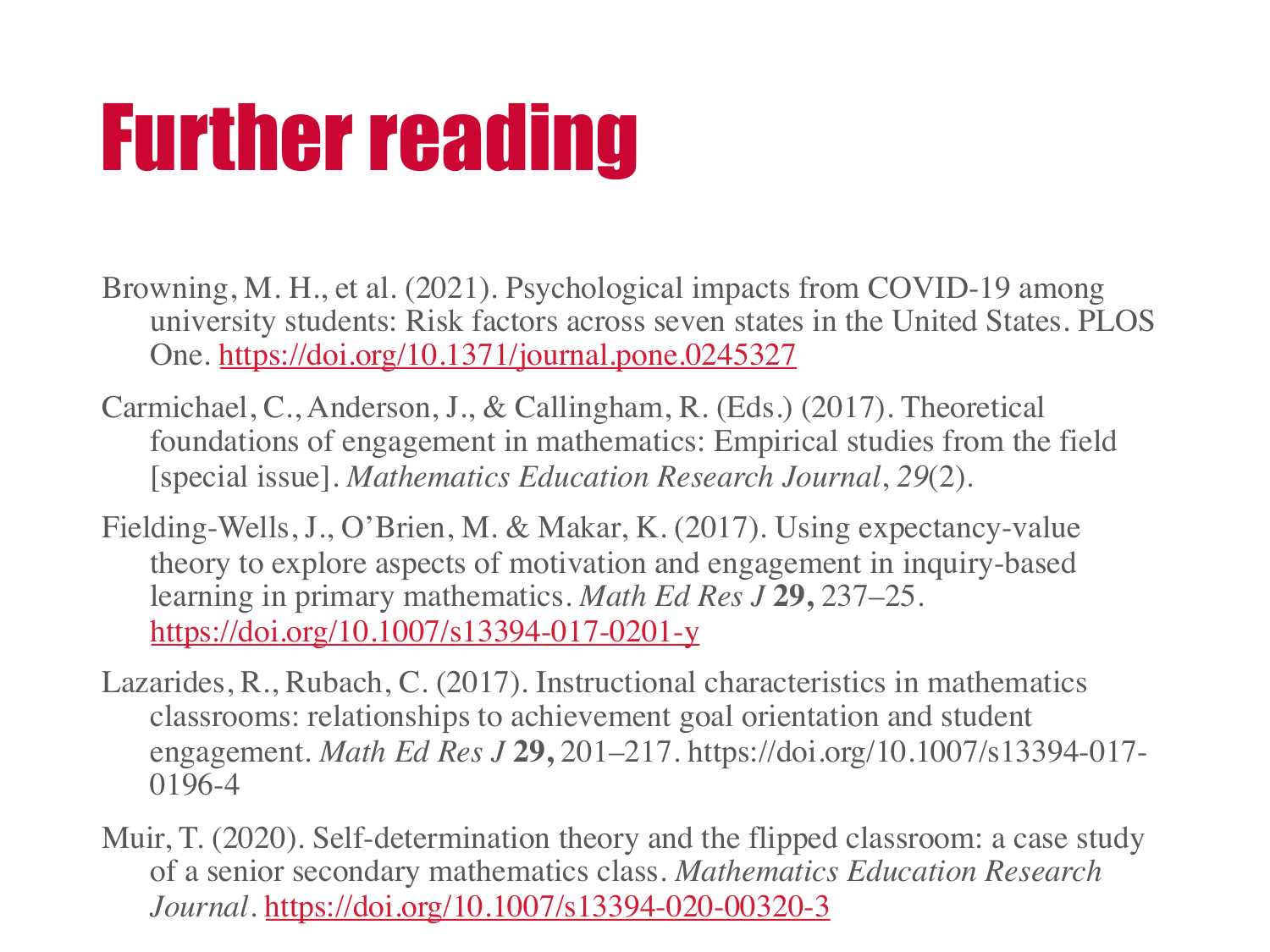# Further reading

Browning, M. H., et al. (2021). Psychological impacts from COVID-19 among university students: Risk factors across seven states in the United States. PLOS One. https://doi.org/10.1371/journal.pone.0245327

Carmichael, C., Anderson, J., & Callingham, R. (Eds.) (2017). Theoretical foundations of engagement in mathematics: Empirical studies from the field [special issue]. *Mathematics Education Research Journal*, *29*(2).

Fielding-Wells, J., O'Brien, M. & Makar, K. (2017). Using expectancy-value theory to explore aspects of motivation and engagement in inquiry-based learning in primary mathematics. *Math Ed Res J* **29,** 237–25. https://doi.org/10.1007/s13394-017-0201-y

Lazarides, R., Rubach, C. (2017). Instructional characteristics in mathematics classrooms: relationships to achievement goal orientation and student engagement. *Math Ed Res J* **29,** 201–217. https://doi.org/10.1007/s13394-017-0196-4

Muir, T. (2020). Self-determination theory and the flipped classroom: a case study of a senior secondary mathematics class. *Mathematics Education Research Journal*. https://doi.org/10.1007/s13394-020-00320-3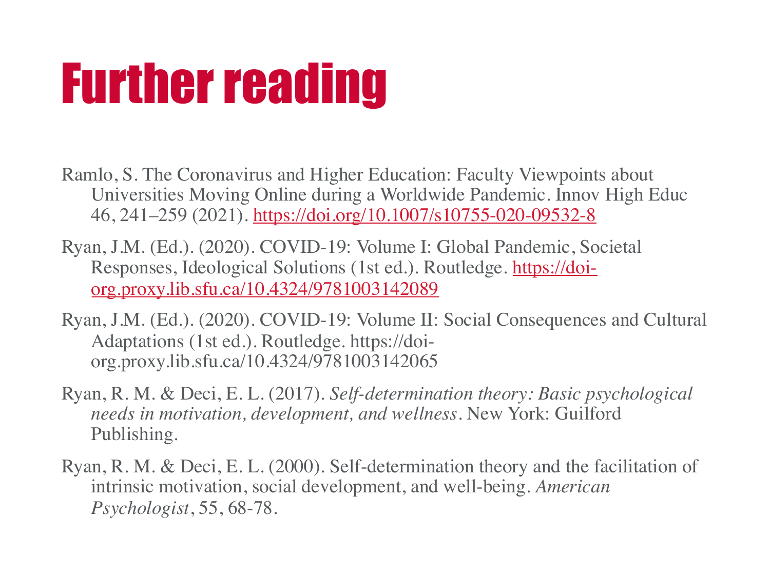# Further reading

Ramlo, S. The Coronavirus and Higher Education: Faculty Viewpoints about Universities Moving Online during a Worldwide Pandemic. Innov High Educ 46, 241–259 (2021). https://doi.org/10.1007/s10755-020-09532-8

Ryan, J.M. (Ed.). (2020). COVID-19: Volume I: Global Pandemic, Societal Responses, Ideological Solutions (1st ed.). Routledge. https://doi-org.proxy.lib.sfu.ca/10.4324/9781003142089

Ryan, J.M. (Ed.). (2020). COVID-19: Volume II: Social Consequences and Cultural Adaptations (1st ed.). Routledge. https://doi-org.proxy.lib.sfu.ca/10.4324/9781003142065

Ryan, R. M. & Deci, E. L. (2017). *Self-determination theory: Basic psychological needs in motivation, development, and wellness*. New York: Guilford Publishing.

Ryan, R. M. & Deci, E. L. (2000). Self-determination theory and the facilitation of intrinsic motivation, social development, and well-being. *American Psychologist*, 55, 68-78.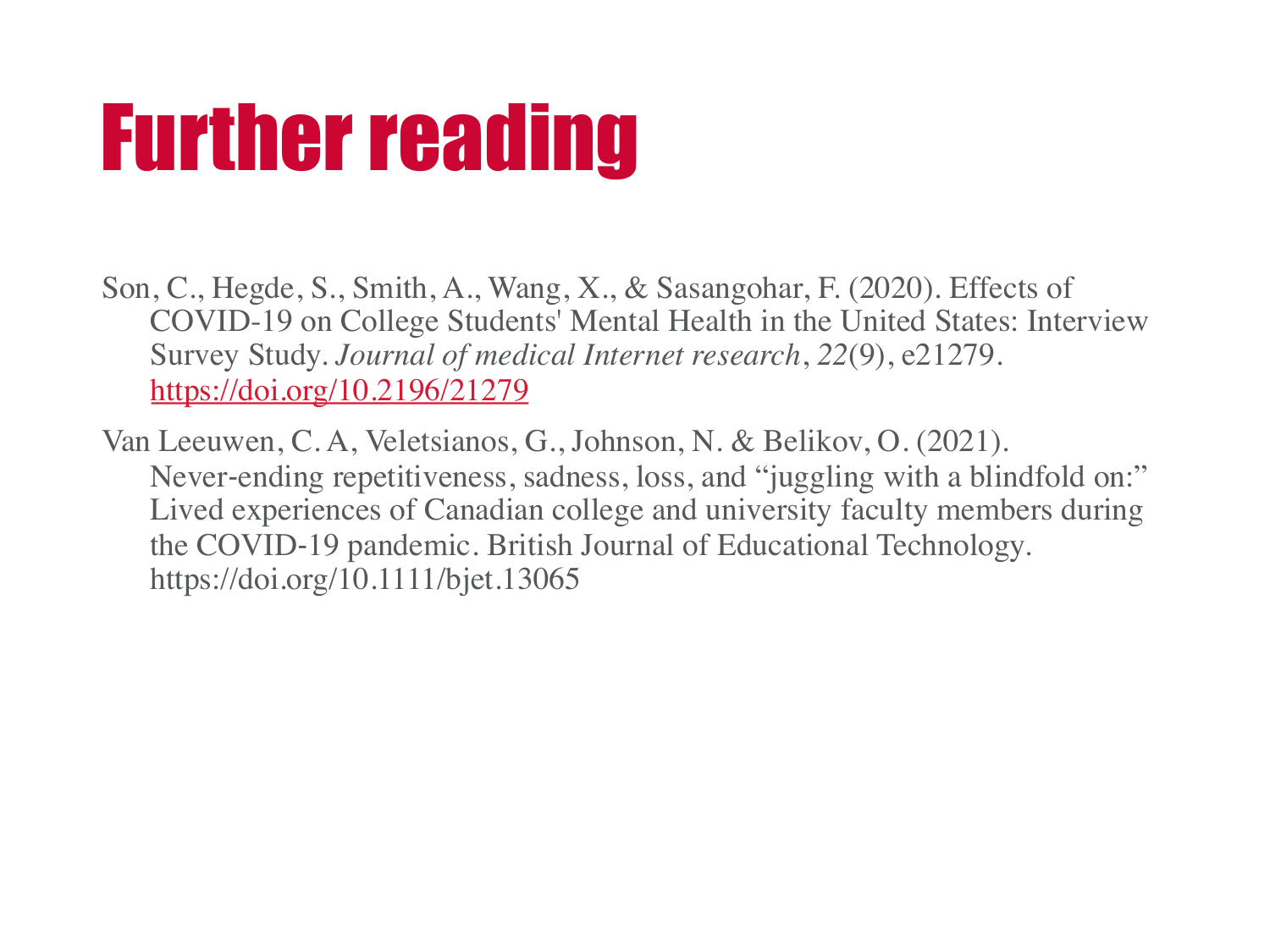# Further reading

Son, C., Hegde, S., Smith, A., Wang, X., & Sasangohar, F. (2020). Effects of COVID-19 on College Students' Mental Health in the United States: Interview Survey Study. *Journal of medical Internet research*, *22*(9), e21279. https://doi.org/10.2196/21279

Van Leeuwen, C. A, Veletsianos, G., Johnson, N. & Belikov, O. (2021). Never-ending repetitiveness, sadness, loss, and "juggling with a blindfold on:" Lived experiences of Canadian college and university faculty members during the COVID-19 pandemic. British Journal of Educational Technology. https://doi.org/10.1111/bjet.13065